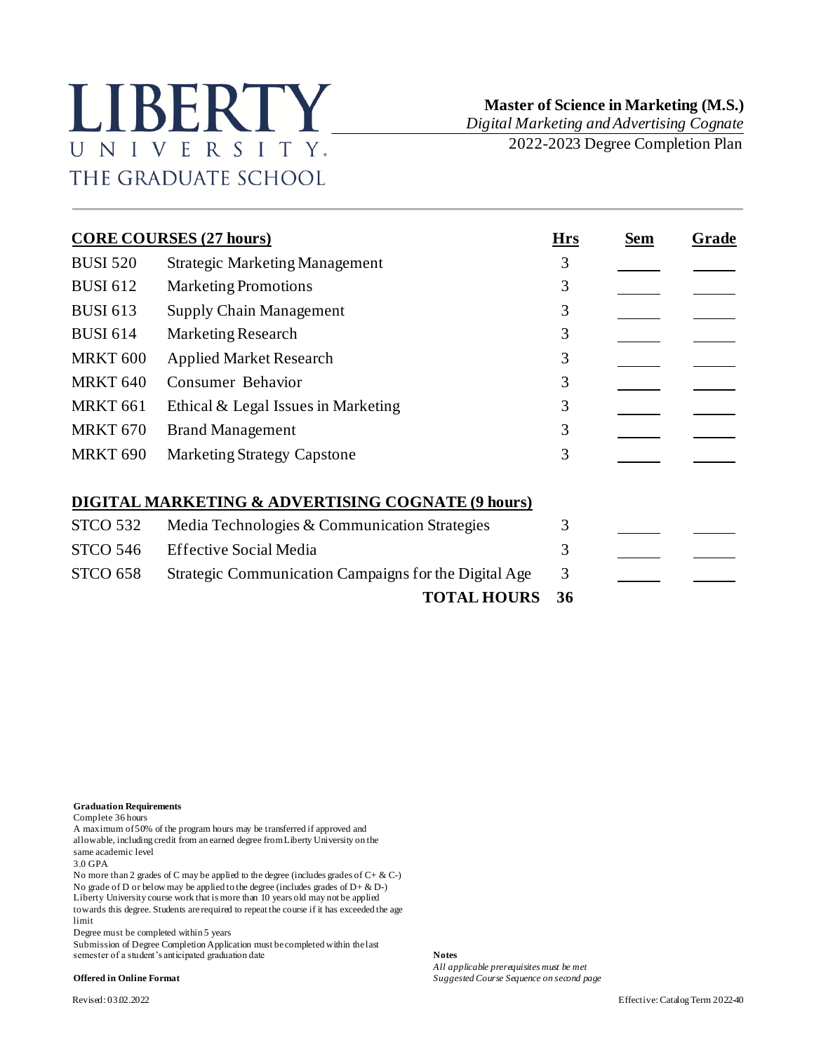# LIBERTY UNIVERSITY
THE GRADUATE SCHOOL

**Master of Science in Marketing (M.S.)**
*Digital Marketing and Advertising Cognate*
2022-2023 Degree Completion Plan

| CORE COURSES (27 hours) | | Hrs | Sem | Grade |
|---|---|---|---|---|
| BUSI 520 | Strategic Marketing Management | 3 | | |
| BUSI 612 | Marketing Promotions | 3 | | |
| BUSI 613 | Supply Chain Management | 3 | | |
| BUSI 614 | Marketing Research | 3 | | |
| MRKT 600 | Applied Market Research | 3 | | |
| MRKT 640 | Consumer Behavior | 3 | | |
| MRKT 661 | Ethical & Legal Issues in Marketing | 3 | | |
| MRKT 670 | Brand Management | 3 | | |
| MRKT 690 | Marketing Strategy Capstone | 3 | | |
| **DIGITAL MARKETING & ADVERTISING COGNATE (9 hours)** | | | | |
| STCO 532 | Media Technologies & Communication Strategies | 3 | | |
| STCO 546 | Effective Social Media | 3 | | |
| STCO 658 | Strategic Communication Campaigns for the Digital Age | 3 | | |
| | **TOTAL HOURS** | **36** | | |

**Graduation Requirements**
Complete 36 hours
A maximum of 50% of the program hours may be transferred if approved and allowable, including credit from an earned degree from Liberty University on the same academic level
3.0 GPA
No more than 2 grades of C may be applied to the degree (includes grades of C+ & C-)
No grade of D or below may be applied to the degree (includes grades of D+ & D-)
Liberty University course work that is more than 10 years old may not be applied towards this degree. Students are required to repeat the course if it has exceeded the age limit
Degree must be completed within 5 years
Submission of Degree Completion Application must be completed within the last semester of a student's anticipated graduation date

**Offered in Online Format**

**Notes**
*All applicable prerequisites must be met*
*Suggested Course Sequence on second page*

Revised: 03.02.2022

Effective: Catalog Term 2022-40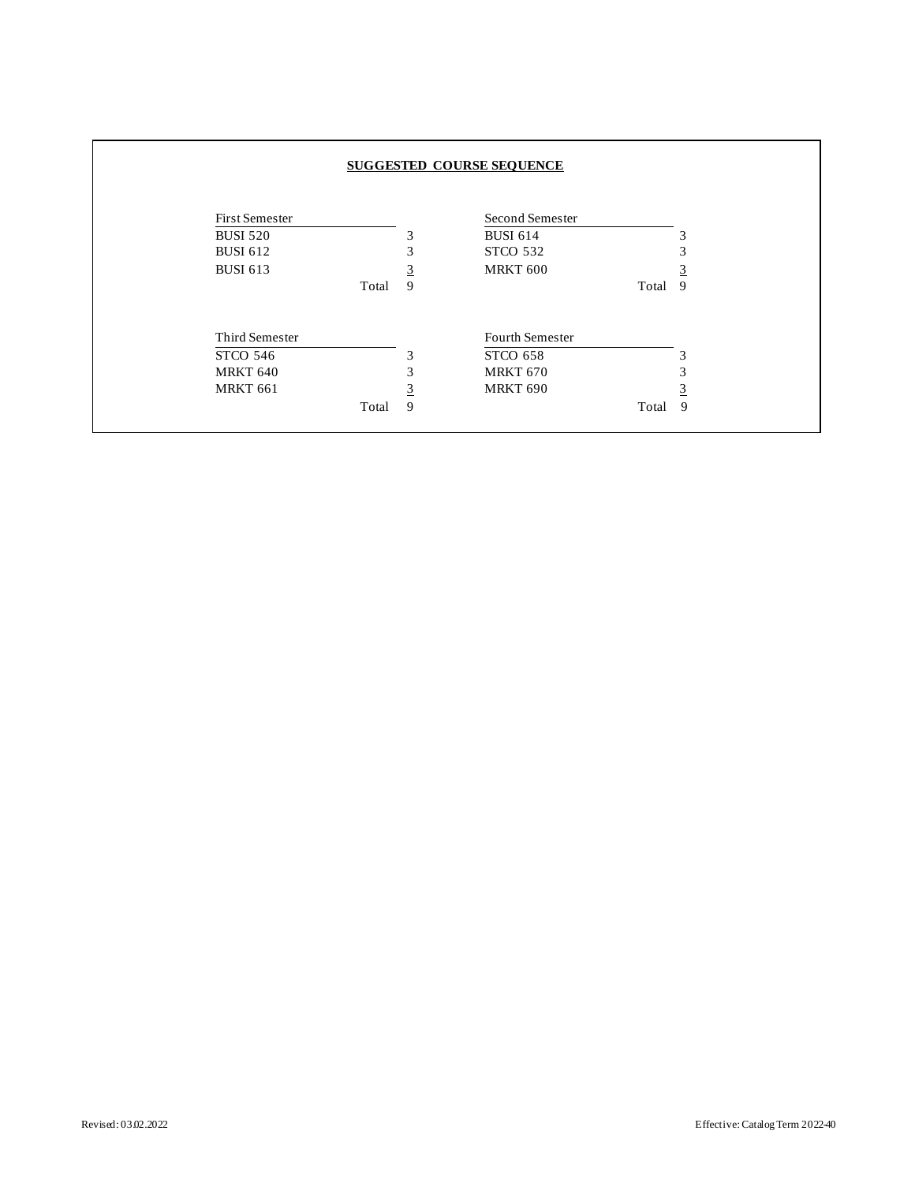**SUGGESTED COURSE SEQUENCE**

| First Semester | | Second Semester | |
|---|---|---|---|
| BUSI 520 | 3 | BUSI 614 | 3 |
| BUSI 612 | 3 | STCO 532 | 3 |
| BUSI 613 | 3 | MRKT 600 | 3 |
| Total | 9 | Total | 9 |

| Third Semester | | Fourth Semester | |
|---|---|---|---|
| STCO 546 | 3 | STCO 658 | 3 |
| MRKT 640 | 3 | MRKT 670 | 3 |
| MRKT 661 | 3 | MRKT 690 | 3 |
| Total | 9 | Total | 9 |

Revised: 03.02.2022

Effective: Catalog Term 2022-40